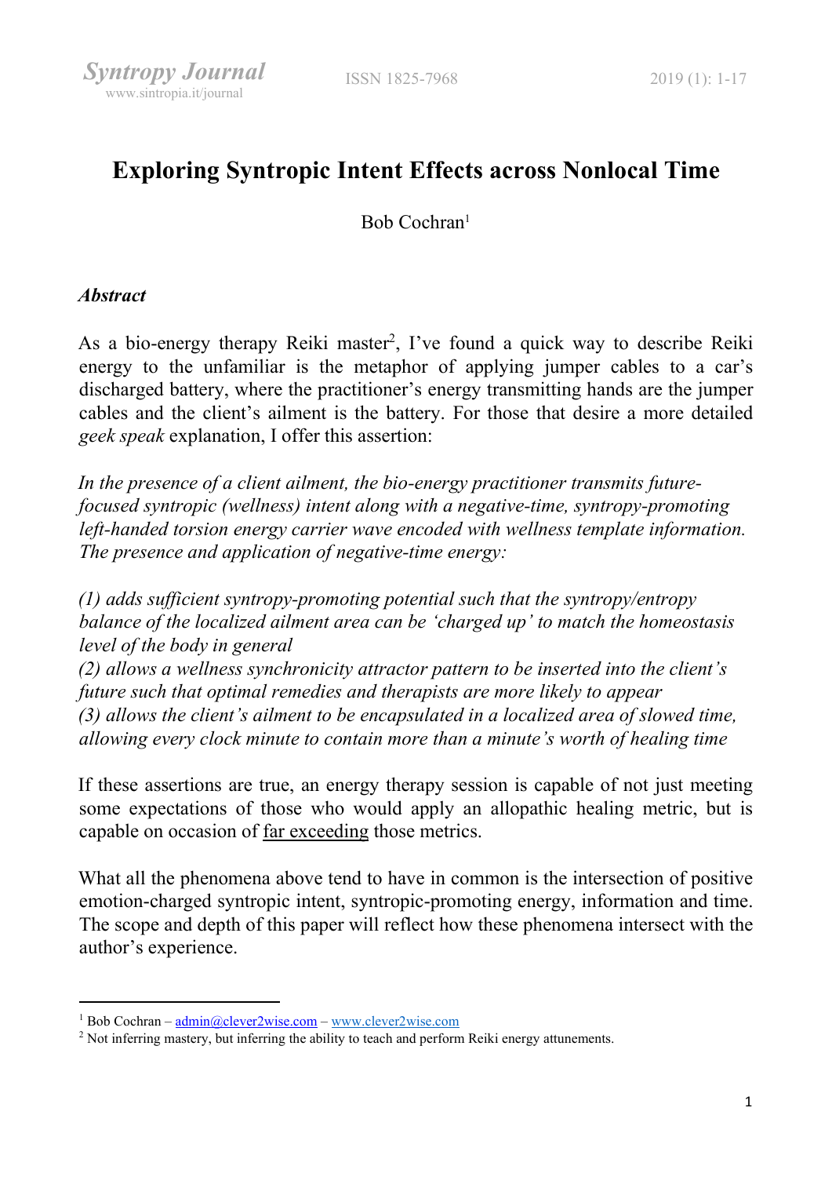# Exploring Syntropic Intent Effects across Nonlocal Time

Bob Cochran[1]

### *Abstract*

As a bio-energy therapy Reiki master[2], I've found a quick way to describe Reiki energy to the unfamiliar is the metaphor of applying jumper cables to a car's discharged battery, where the practitioner's energy transmitting hands are the jumper cables and the client's ailment is the battery. For those that desire a more detailed *geek speak* explanation, I offer this assertion:

*In the presence of a client ailment, the bio-energy practitioner transmits future-focused syntropic (wellness) intent along with a negative-time, syntropy-promoting left-handed torsion energy carrier wave encoded with wellness template information. The presence and application of negative-time energy:*

*(1) adds sufficient syntropy-promoting potential such that the syntropy/entropy balance of the localized ailment area can be 'charged up' to match the homeostasis level of the body in general*
*(2) allows a wellness synchronicity attractor pattern to be inserted into the client's future such that optimal remedies and therapists are more likely to appear*
*(3) allows the client's ailment to be encapsulated in a localized area of slowed time, allowing every clock minute to contain more than a minute's worth of healing time*

If these assertions are true, an energy therapy session is capable of not just meeting some expectations of those who would apply an allopathic healing metric, but is capable on occasion of <u>far exceeding</u> those metrics.

What all the phenomena above tend to have in common is the intersection of positive emotion-charged syntropic intent, syntropic-promoting energy, information and time. The scope and depth of this paper will reflect how these phenomena intersect with the author's experience.

---

[1] Bob Cochran – admin@clever2wise.com – www.clever2wise.com
[2] Not inferring mastery, but inferring the ability to teach and perform Reiki energy attunements.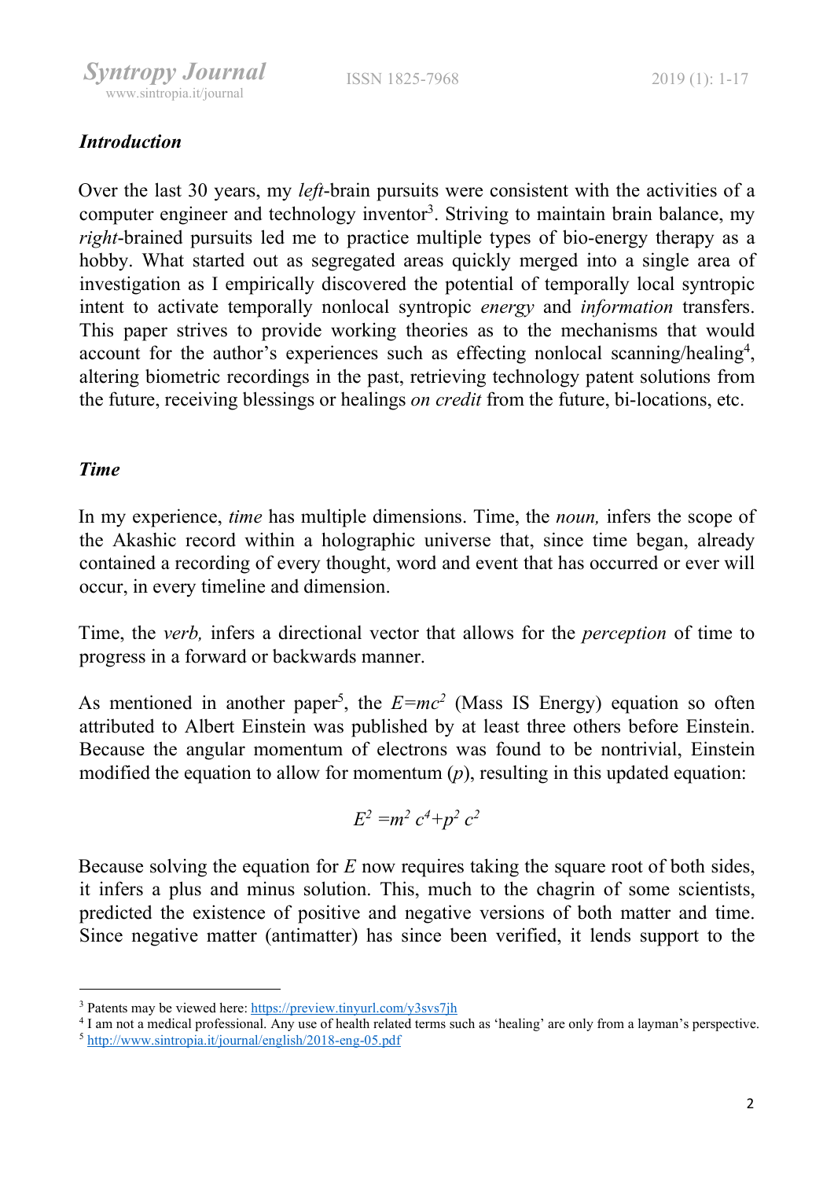### *Introduction*

Over the last 30 years, my *left*-brain pursuits were consistent with the activities of a computer engineer and technology inventor[3]. Striving to maintain brain balance, my *right*-brained pursuits led me to practice multiple types of bio-energy therapy as a hobby. What started out as segregated areas quickly merged into a single area of investigation as I empirically discovered the potential of temporally local syntropic intent to activate temporally nonlocal syntropic *energy* and *information* transfers. This paper strives to provide working theories as to the mechanisms that would account for the author's experiences such as effecting nonlocal scanning/healing[4], altering biometric recordings in the past, retrieving technology patent solutions from the future, receiving blessings or healings *on credit* from the future, bi-locations, etc.

### *Time*

In my experience, *time* has multiple dimensions. Time, the *noun,* infers the scope of the Akashic record within a holographic universe that, since time began, already contained a recording of every thought, word and event that has occurred or ever will occur, in every timeline and dimension.

Time, the *verb,* infers a directional vector that allows for the *perception* of time to progress in a forward or backwards manner.

As mentioned in another paper[5], the $E=mc^2$ (Mass IS Energy) equation so often attributed to Albert Einstein was published by at least three others before Einstein. Because the angular momentum of electrons was found to be nontrivial, Einstein modified the equation to allow for momentum ($p$), resulting in this updated equation:

$$E^2 = m^2 c^4 + p^2 c^2$$

Because solving the equation for $E$ now requires taking the square root of both sides, it infers a plus and minus solution. This, much to the chagrin of some scientists, predicted the existence of positive and negative versions of both matter and time. Since negative matter (antimatter) has since been verified, it lends support to the

---

[3] Patents may be viewed here: https://preview.tinyurl.com/y3svs7jh

[4] I am not a medical professional. Any use of health related terms such as 'healing' are only from a layman's perspective.

[5] http://www.sintropia.it/journal/english/2018-eng-05.pdf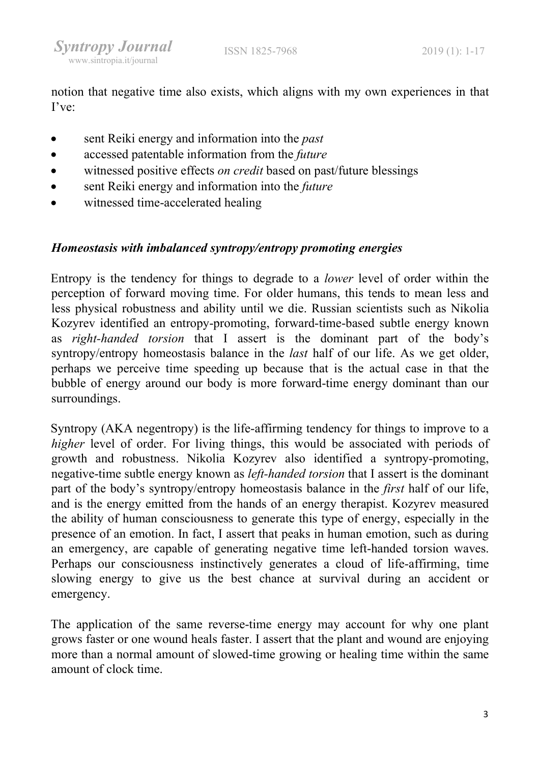notion that negative time also exists, which aligns with my own experiences in that I've:

- sent Reiki energy and information into the *past*
- accessed patentable information from the *future*
- witnessed positive effects *on credit* based on past/future blessings
- sent Reiki energy and information into the *future*
- witnessed time-accelerated healing

### *Homeostasis with imbalanced syntropy/entropy promoting energies*

Entropy is the tendency for things to degrade to a *lower* level of order within the perception of forward moving time. For older humans, this tends to mean less and less physical robustness and ability until we die. Russian scientists such as Nikolia Kozyrev identified an entropy-promoting, forward-time-based subtle energy known as *right-handed torsion* that I assert is the dominant part of the body's syntropy/entropy homeostasis balance in the *last* half of our life. As we get older, perhaps we perceive time speeding up because that is the actual case in that the bubble of energy around our body is more forward-time energy dominant than our surroundings.

Syntropy (AKA negentropy) is the life-affirming tendency for things to improve to a *higher* level of order. For living things, this would be associated with periods of growth and robustness. Nikolia Kozyrev also identified a syntropy-promoting, negative-time subtle energy known as *left-handed torsion* that I assert is the dominant part of the body's syntropy/entropy homeostasis balance in the *first* half of our life, and is the energy emitted from the hands of an energy therapist. Kozyrev measured the ability of human consciousness to generate this type of energy, especially in the presence of an emotion. In fact, I assert that peaks in human emotion, such as during an emergency, are capable of generating negative time left-handed torsion waves. Perhaps our consciousness instinctively generates a cloud of life-affirming, time slowing energy to give us the best chance at survival during an accident or emergency.

The application of the same reverse-time energy may account for why one plant grows faster or one wound heals faster. I assert that the plant and wound are enjoying more than a normal amount of slowed-time growing or healing time within the same amount of clock time.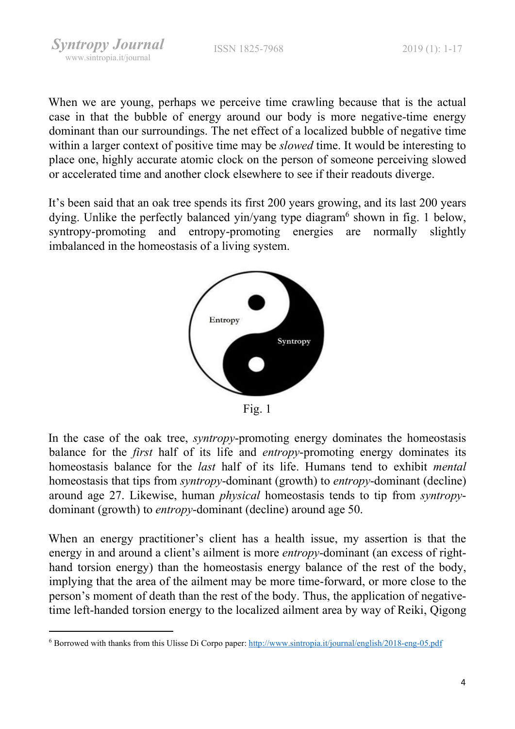When we are young, perhaps we perceive time crawling because that is the actual case in that the bubble of energy around our body is more negative-time energy dominant than our surroundings. The net effect of a localized bubble of negative time within a larger context of positive time may be *slowed* time. It would be interesting to place one, highly accurate atomic clock on the person of someone perceiving slowed or accelerated time and another clock elsewhere to see if their readouts diverge.

It's been said that an oak tree spends its first 200 years growing, and its last 200 years dying. Unlike the perfectly balanced yin/yang type diagram[6] shown in fig. 1 below, syntropy-promoting and entropy-promoting energies are normally slightly imbalanced in the homeostasis of a living system.

Fig. 1

In the case of the oak tree, *syntropy*-promoting energy dominates the homeostasis balance for the *first* half of its life and *entropy*-promoting energy dominates its homeostasis balance for the *last* half of its life. Humans tend to exhibit *mental* homeostasis that tips from *syntropy*-dominant (growth) to *entropy*-dominant (decline) around age 27. Likewise, human *physical* homeostasis tends to tip from *syntropy*-dominant (growth) to *entropy*-dominant (decline) around age 50.

When an energy practitioner's client has a health issue, my assertion is that the energy in and around a client's ailment is more *entropy*-dominant (an excess of right-hand torsion energy) than the homeostasis energy balance of the rest of the body, implying that the area of the ailment may be more time-forward, or more close to the person's moment of death than the rest of the body. Thus, the application of negative-time left-handed torsion energy to the localized ailment area by way of Reiki, Qigong

---

[6] Borrowed with thanks from this Ulisse Di Corpo paper: http://www.sintropia.it/journal/english/2018-eng-05.pdf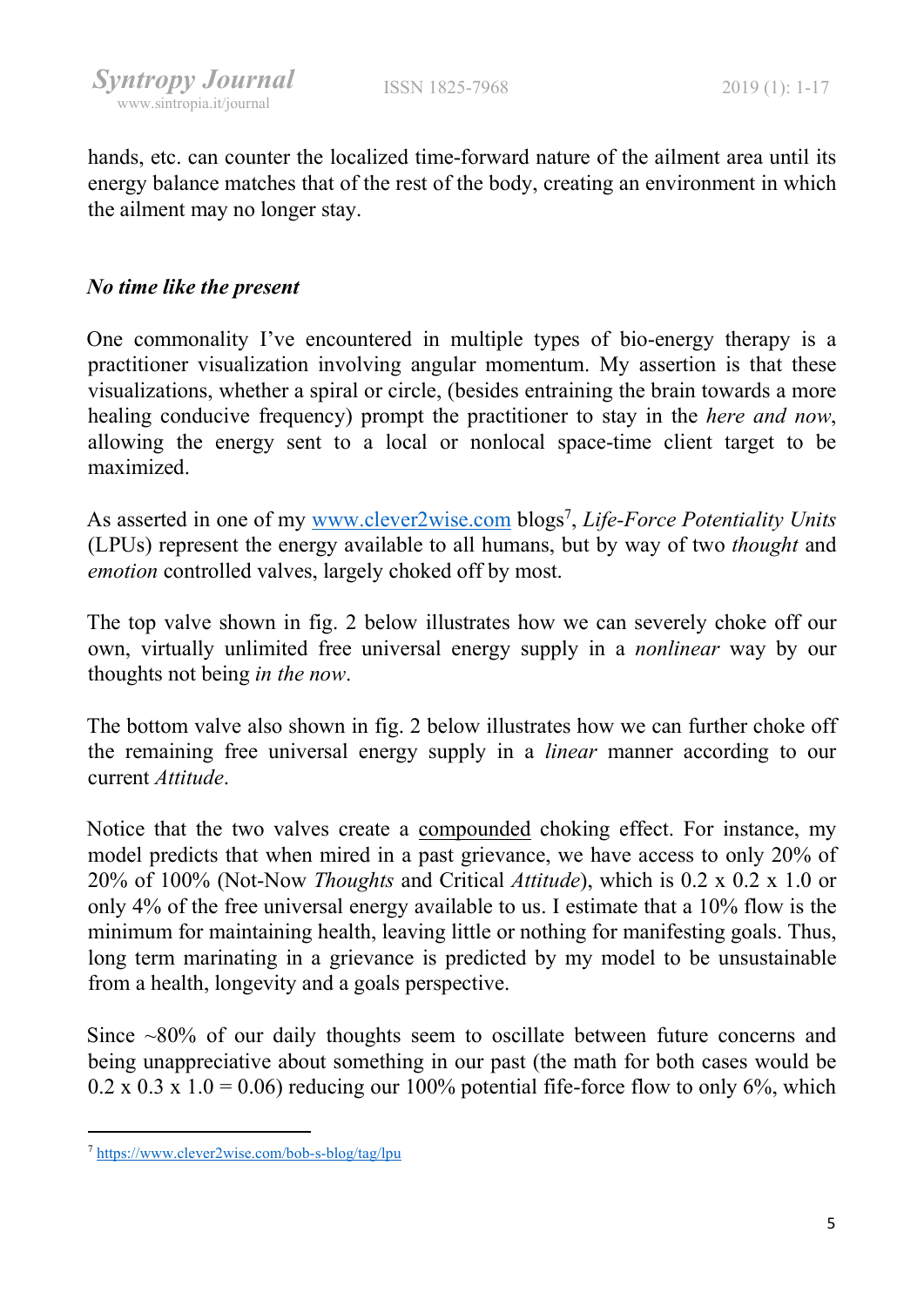hands, etc. can counter the localized time-forward nature of the ailment area until its energy balance matches that of the rest of the body, creating an environment in which the ailment may no longer stay.

### *No time like the present*

One commonality I've encountered in multiple types of bio-energy therapy is a practitioner visualization involving angular momentum. My assertion is that these visualizations, whether a spiral or circle, (besides entraining the brain towards a more healing conducive frequency) prompt the practitioner to stay in the *here and now*, allowing the energy sent to a local or nonlocal space-time client target to be maximized.

As asserted in one of my [www.clever2wise.com](http://www.clever2wise.com) blogs[7], *Life-Force Potentiality Units* (LPUs) represent the energy available to all humans, but by way of two *thought* and *emotion* controlled valves, largely choked off by most.

The top valve shown in fig. 2 below illustrates how we can severely choke off our own, virtually unlimited free universal energy supply in a *nonlinear* way by our thoughts not being *in the now*.

The bottom valve also shown in fig. 2 below illustrates how we can further choke off the remaining free universal energy supply in a *linear* manner according to our current *Attitude*.

Notice that the two valves create a <u>compounded</u> choking effect. For instance, my model predicts that when mired in a past grievance, we have access to only 20% of 20% of 100% (Not-Now *Thoughts* and Critical *Attitude*), which is 0.2 x 0.2 x 1.0 or only 4% of the free universal energy available to us. I estimate that a 10% flow is the minimum for maintaining health, leaving little or nothing for manifesting goals. Thus, long term marinating in a grievance is predicted by my model to be unsustainable from a health, longevity and a goals perspective.

Since ~80% of our daily thoughts seem to oscillate between future concerns and being unappreciative about something in our past (the math for both cases would be 0.2 x 0.3 x 1.0 = 0.06) reducing our 100% potential fife-force flow to only 6%, which

---

[7] [https://www.clever2wise.com/bob-s-blog/tag/lpu](https://www.clever2wise.com/bob-s-blog/tag/lpu)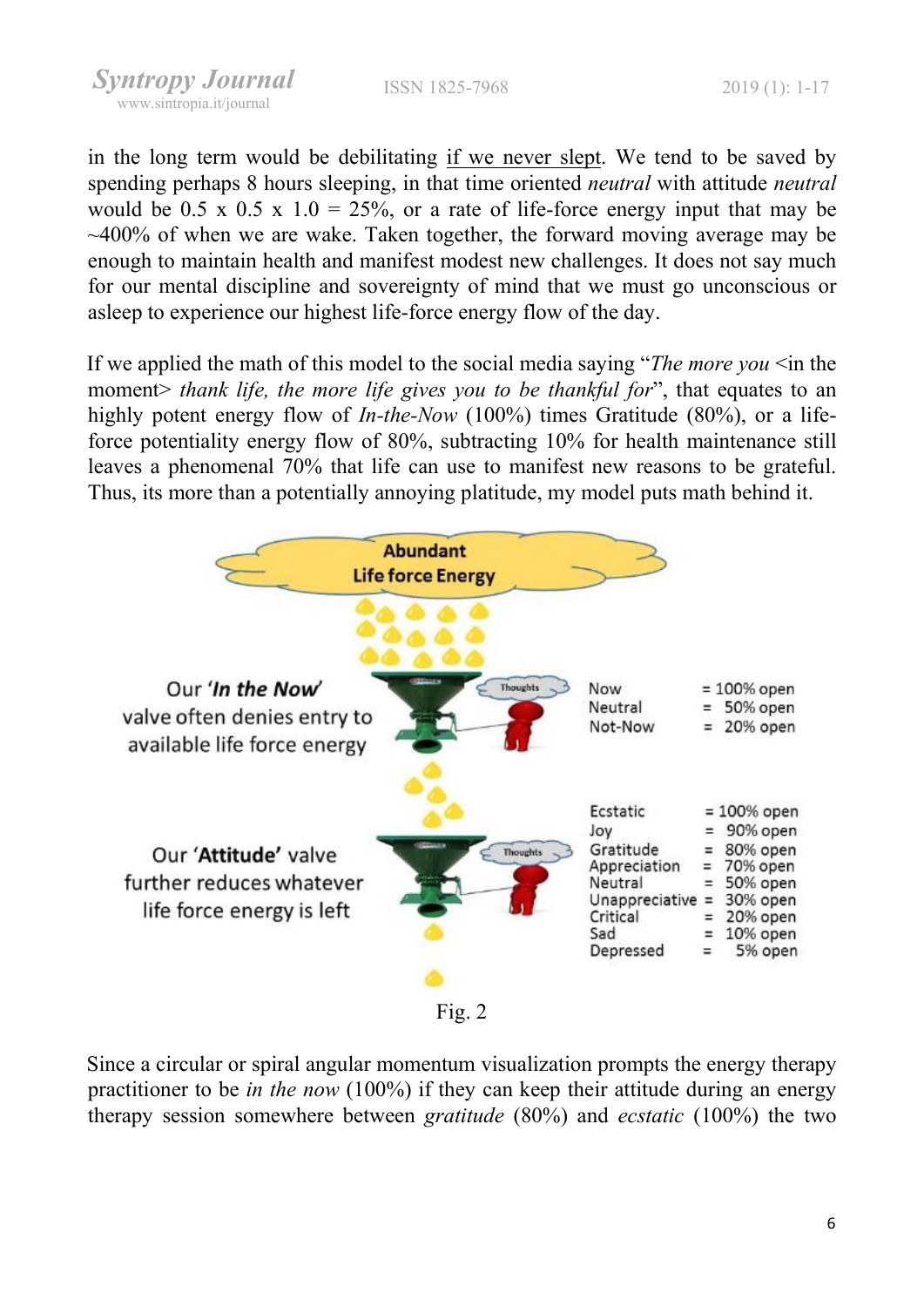in the long term would be debilitating <u>if we never slept</u>. We tend to be saved by spending perhaps 8 hours sleeping, in that time oriented *neutral* with attitude *neutral* would be 0.5 x 0.5 x 1.0 = 25%, or a rate of life-force energy input that may be ~400% of when we are wake. Taken together, the forward moving average may be enough to maintain health and manifest modest new challenges. It does not say much for our mental discipline and sovereignty of mind that we must go unconscious or asleep to experience our highest life-force energy flow of the day.

If we applied the math of this model to the social media saying "*The more you* <in the moment> *thank life, the more life gives you to be thankful for*", that equates to an highly potent energy flow of *In-the-Now* (100%) times Gratitude (80%), or a life-force potentiality energy flow of 80%, subtracting 10% for health maintenance still leaves a phenomenal 70% that life can use to manifest new reasons to be grateful. Thus, its more than a potentially annoying platitude, my model puts math behind it.

**Abundant Life force Energy**

Our '***In the Now***' valve often denies entry to available life force energy

| | |
|---|---|
| Now | = 100% open |
| Neutral | = 50% open |
| Not-Now | = 20% open |

Our '**Attitude**' valve further reduces whatever life force energy is left

| | |
|---|---|
| Ecstatic | = 100% open |
| Joy | = 90% open |
| Gratitude | = 80% open |
| Appreciation | = 70% open |
| Neutral | = 50% open |
| Unappreciative | = 30% open |
| Critical | = 20% open |
| Sad | = 10% open |
| Depressed | = 5% open |

Fig. 2

Since a circular or spiral angular momentum visualization prompts the energy therapy practitioner to be *in the now* (100%) if they can keep their attitude during an energy therapy session somewhere between *gratitude* (80%) and *ecstatic* (100%) the two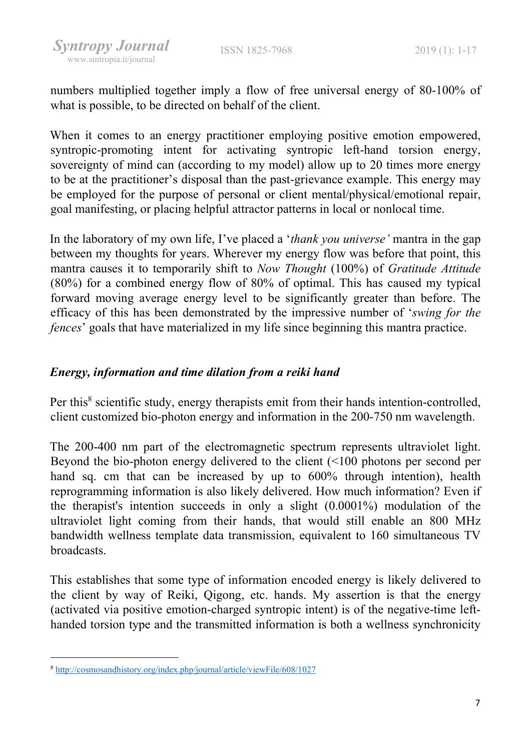numbers multiplied together imply a flow of free universal energy of 80-100% of what is possible, to be directed on behalf of the client.

When it comes to an energy practitioner employing positive emotion empowered, syntropic-promoting intent for activating syntropic left-hand torsion energy, sovereignty of mind can (according to my model) allow up to 20 times more energy to be at the practitioner's disposal than the past-grievance example. This energy may be employed for the purpose of personal or client mental/physical/emotional repair, goal manifesting, or placing helpful attractor patterns in local or nonlocal time.

In the laboratory of my own life, I've placed a '*thank you universe'* mantra in the gap between my thoughts for years. Wherever my energy flow was before that point, this mantra causes it to temporarily shift to *Now Thought* (100%) of *Gratitude Attitude* (80%) for a combined energy flow of 80% of optimal. This has caused my typical forward moving average energy level to be significantly greater than before. The efficacy of this has been demonstrated by the impressive number of '*swing for the fences*' goals that have materialized in my life since beginning this mantra practice.

### *Energy, information and time dilation from a reiki hand*

Per this[8] scientific study, energy therapists emit from their hands intention-controlled, client customized bio-photon energy and information in the 200-750 nm wavelength.

The 200-400 nm part of the electromagnetic spectrum represents ultraviolet light. Beyond the bio-photon energy delivered to the client (<100 photons per second per hand sq. cm that can be increased by up to 600% through intention), health reprogramming information is also likely delivered. How much information? Even if the therapist's intention succeeds in only a slight (0.0001%) modulation of the ultraviolet light coming from their hands, that would still enable an 800 MHz bandwidth wellness template data transmission, equivalent to 160 simultaneous TV broadcasts.

This establishes that some type of information encoded energy is likely delivered to the client by way of Reiki, Qigong, etc. hands. My assertion is that the energy (activated via positive emotion-charged syntropic intent) is of the negative-time left-handed torsion type and the transmitted information is both a wellness synchronicity

---

[8] http://cosmosandhistory.org/index.php/journal/article/viewFile/608/1027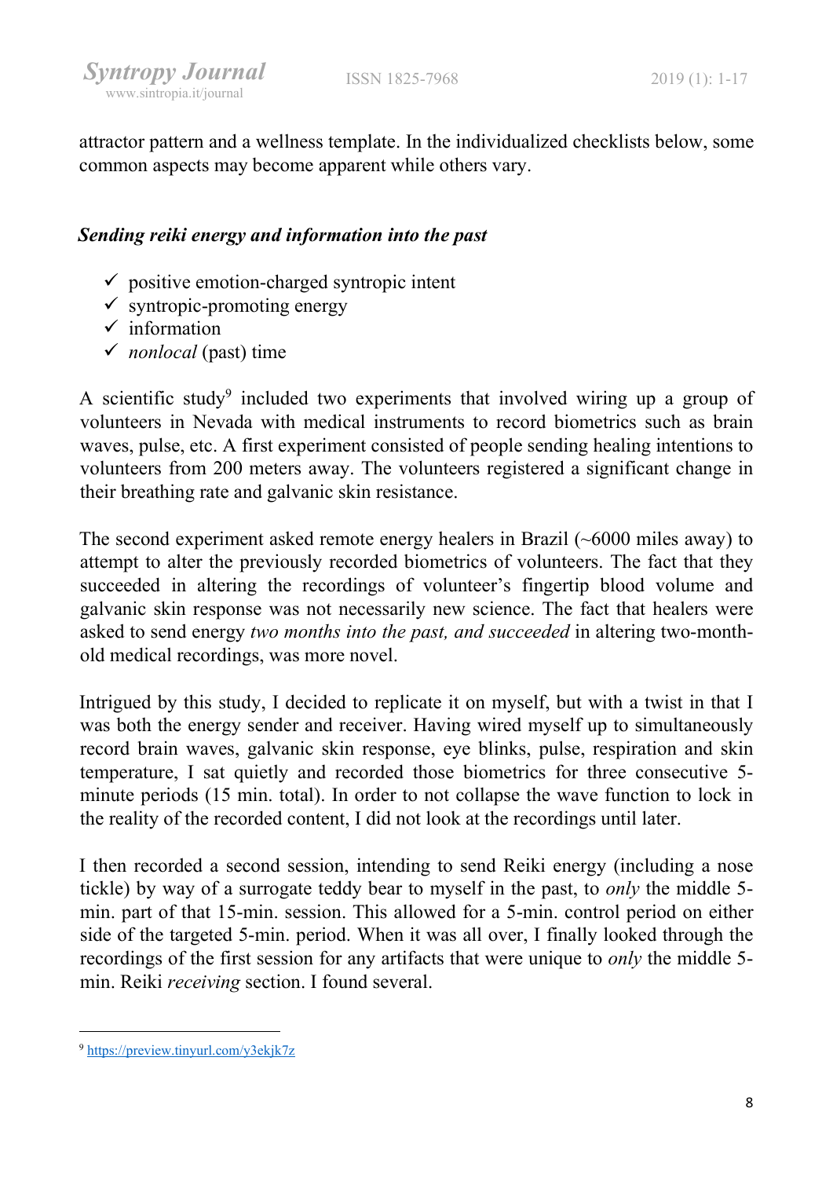attractor pattern and a wellness template. In the individualized checklists below, some common aspects may become apparent while others vary.

### *Sending reiki energy and information into the past*

- ✓ positive emotion-charged syntropic intent
- ✓ syntropic-promoting energy
- ✓ information
- ✓ *nonlocal* (past) time

A scientific study[9] included two experiments that involved wiring up a group of volunteers in Nevada with medical instruments to record biometrics such as brain waves, pulse, etc. A first experiment consisted of people sending healing intentions to volunteers from 200 meters away. The volunteers registered a significant change in their breathing rate and galvanic skin resistance.

The second experiment asked remote energy healers in Brazil (~6000 miles away) to attempt to alter the previously recorded biometrics of volunteers. The fact that they succeeded in altering the recordings of volunteer's fingertip blood volume and galvanic skin response was not necessarily new science. The fact that healers were asked to send energy *two months into the past, and succeeded* in altering two-month-old medical recordings, was more novel.

Intrigued by this study, I decided to replicate it on myself, but with a twist in that I was both the energy sender and receiver. Having wired myself up to simultaneously record brain waves, galvanic skin response, eye blinks, pulse, respiration and skin temperature, I sat quietly and recorded those biometrics for three consecutive 5-minute periods (15 min. total). In order to not collapse the wave function to lock in the reality of the recorded content, I did not look at the recordings until later.

I then recorded a second session, intending to send Reiki energy (including a nose tickle) by way of a surrogate teddy bear to myself in the past, to *only* the middle 5-min. part of that 15-min. session. This allowed for a 5-min. control period on either side of the targeted 5-min. period. When it was all over, I finally looked through the recordings of the first session for any artifacts that were unique to *only* the middle 5-min. Reiki *receiving* section. I found several.

---

[9] https://preview.tinyurl.com/y3ekjk7z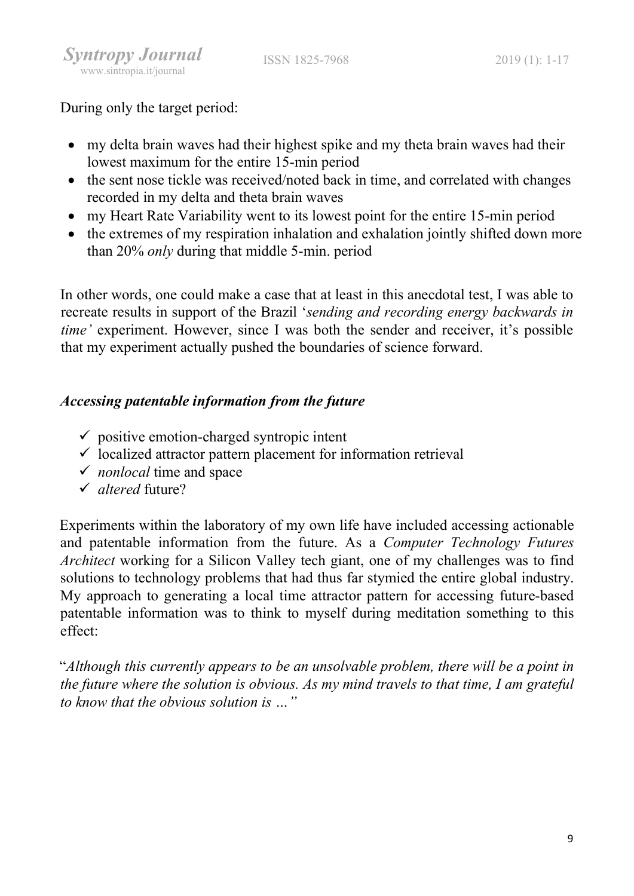During only the target period:

- my delta brain waves had their highest spike and my theta brain waves had their lowest maximum for the entire 15-min period
- the sent nose tickle was received/noted back in time, and correlated with changes recorded in my delta and theta brain waves
- my Heart Rate Variability went to its lowest point for the entire 15-min period
- the extremes of my respiration inhalation and exhalation jointly shifted down more than 20% *only* during that middle 5-min. period

In other words, one could make a case that at least in this anecdotal test, I was able to recreate results in support of the Brazil '*sending and recording energy backwards in time'* experiment. However, since I was both the sender and receiver, it's possible that my experiment actually pushed the boundaries of science forward.

### *Accessing patentable information from the future*

- ✓ positive emotion-charged syntropic intent
- ✓ localized attractor pattern placement for information retrieval
- ✓ *nonlocal* time and space
- ✓ *altered* future?

Experiments within the laboratory of my own life have included accessing actionable and patentable information from the future. As a *Computer Technology Futures Architect* working for a Silicon Valley tech giant, one of my challenges was to find solutions to technology problems that had thus far stymied the entire global industry. My approach to generating a local time attractor pattern for accessing future-based patentable information was to think to myself during meditation something to this effect:

"*Although this currently appears to be an unsolvable problem, there will be a point in the future where the solution is obvious. As my mind travels to that time, I am grateful to know that the obvious solution is …"*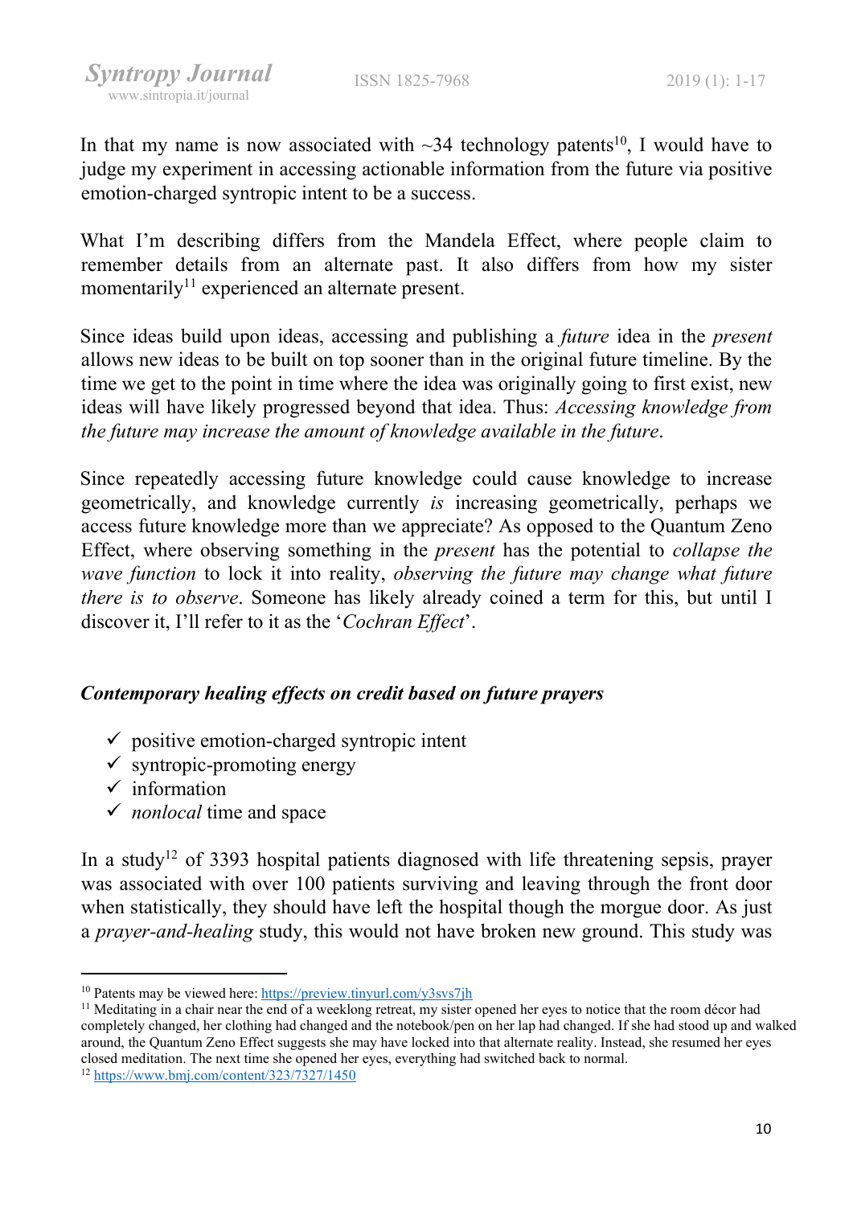In that my name is now associated with ~34 technology patents[10], I would have to judge my experiment in accessing actionable information from the future via positive emotion-charged syntropic intent to be a success.

What I'm describing differs from the Mandela Effect, where people claim to remember details from an alternate past. It also differs from how my sister momentarily[11] experienced an alternate present.

Since ideas build upon ideas, accessing and publishing a *future* idea in the *present* allows new ideas to be built on top sooner than in the original future timeline. By the time we get to the point in time where the idea was originally going to first exist, new ideas will have likely progressed beyond that idea. Thus: *Accessing knowledge from the future may increase the amount of knowledge available in the future*.

Since repeatedly accessing future knowledge could cause knowledge to increase geometrically, and knowledge currently *is* increasing geometrically, perhaps we access future knowledge more than we appreciate? As opposed to the Quantum Zeno Effect, where observing something in the *present* has the potential to *collapse the wave function* to lock it into reality, *observing the future may change what future there is to observe*. Someone has likely already coined a term for this, but until I discover it, I'll refer to it as the '*Cochran Effect*'.

### *Contemporary healing effects on credit based on future prayers*

- ✓ positive emotion-charged syntropic intent
- ✓ syntropic-promoting energy
- ✓ information
- ✓ *nonlocal* time and space

In a study[12] of 3393 hospital patients diagnosed with life threatening sepsis, prayer was associated with over 100 patients surviving and leaving through the front door when statistically, they should have left the hospital though the morgue door. As just a *prayer-and-healing* study, this would not have broken new ground. This study was

---

[10] Patents may be viewed here: https://preview.tinyurl.com/y3svs7jh

[11] Meditating in a chair near the end of a weeklong retreat, my sister opened her eyes to notice that the room décor had completely changed, her clothing had changed and the notebook/pen on her lap had changed. If she had stood up and walked around, the Quantum Zeno Effect suggests she may have locked into that alternate reality. Instead, she resumed her eyes closed meditation. The next time she opened her eyes, everything had switched back to normal.

[12] https://www.bmj.com/content/323/7327/1450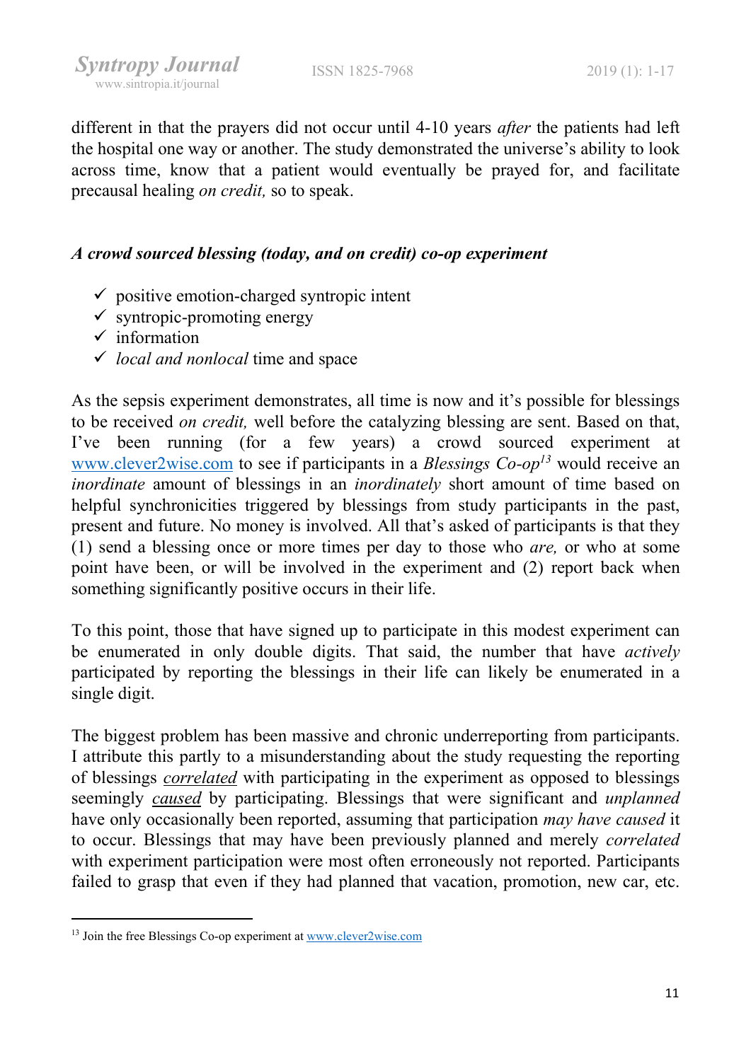different in that the prayers did not occur until 4-10 years *after* the patients had left the hospital one way or another. The study demonstrated the universe's ability to look across time, know that a patient would eventually be prayed for, and facilitate precausal healing *on credit,* so to speak.

### *A crowd sourced blessing (today, and on credit) co-op experiment*

- ✓ positive emotion-charged syntropic intent
- ✓ syntropic-promoting energy
- ✓ information
- ✓ *local and nonlocal* time and space

As the sepsis experiment demonstrates, all time is now and it's possible for blessings to be received *on credit,* well before the catalyzing blessing are sent. Based on that, I've been running (for a few years) a crowd sourced experiment at www.clever2wise.com to see if participants in a *Blessings Co-op*[13] would receive an *inordinate* amount of blessings in an *inordinately* short amount of time based on helpful synchronicities triggered by blessings from study participants in the past, present and future. No money is involved. All that's asked of participants is that they (1) send a blessing once or more times per day to those who *are,* or who at some point have been, or will be involved in the experiment and (2) report back when something significantly positive occurs in their life.

To this point, those that have signed up to participate in this modest experiment can be enumerated in only double digits. That said, the number that have *actively* participated by reporting the blessings in their life can likely be enumerated in a single digit.

The biggest problem has been massive and chronic underreporting from participants. I attribute this partly to a misunderstanding about the study requesting the reporting of blessings <u>*correlated*</u> with participating in the experiment as opposed to blessings seemingly <u>*caused*</u> by participating. Blessings that were significant and *unplanned* have only occasionally been reported, assuming that participation *may have caused* it to occur. Blessings that may have been previously planned and merely *correlated* with experiment participation were most often erroneously not reported. Participants failed to grasp that even if they had planned that vacation, promotion, new car, etc.

---

[13] Join the free Blessings Co-op experiment at www.clever2wise.com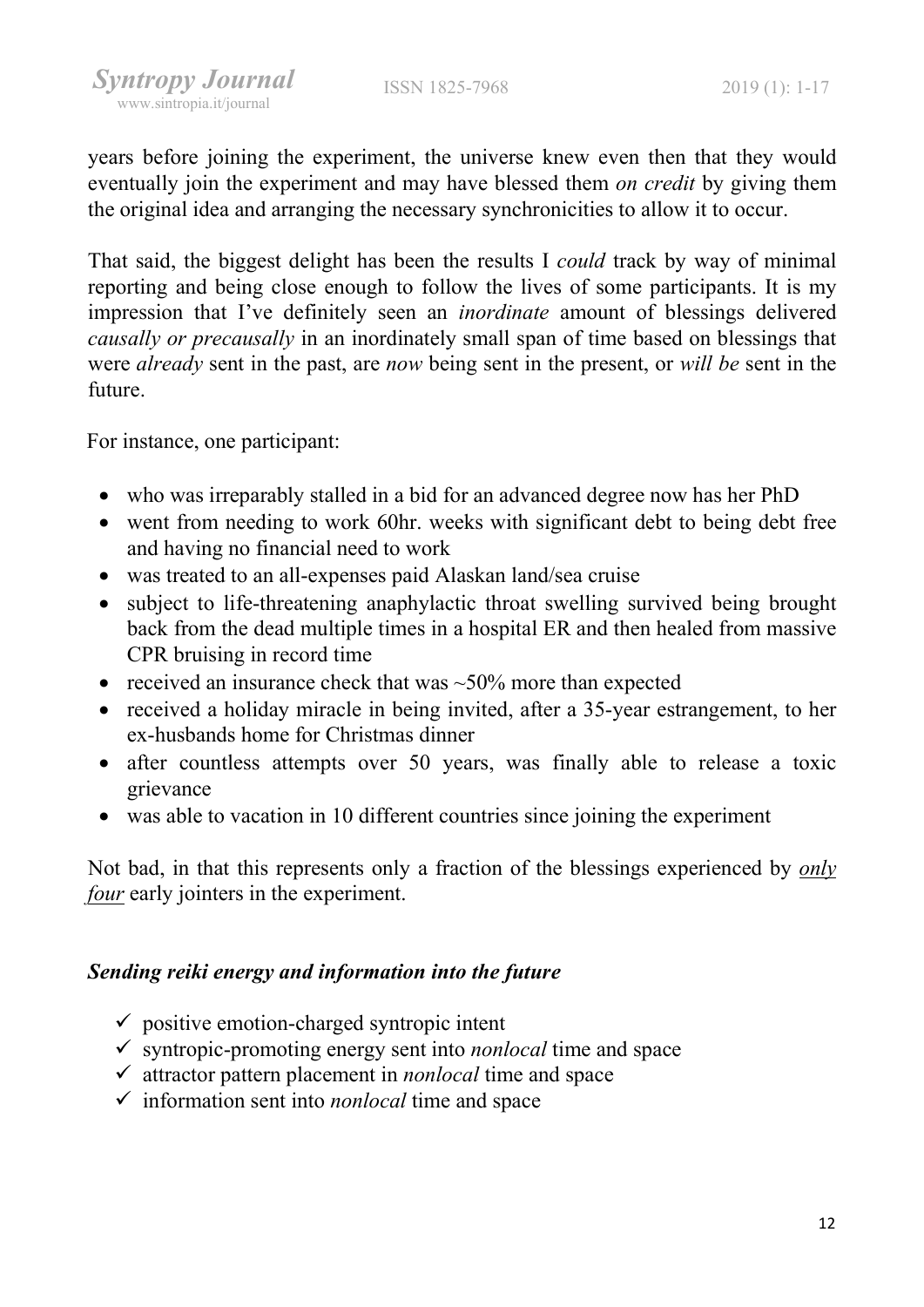years before joining the experiment, the universe knew even then that they would eventually join the experiment and may have blessed them *on credit* by giving them the original idea and arranging the necessary synchronicities to allow it to occur.

That said, the biggest delight has been the results I *could* track by way of minimal reporting and being close enough to follow the lives of some participants. It is my impression that I've definitely seen an *inordinate* amount of blessings delivered *causally or precausally* in an inordinately small span of time based on blessings that were *already* sent in the past, are *now* being sent in the present, or *will be* sent in the future.

For instance, one participant:

- who was irreparably stalled in a bid for an advanced degree now has her PhD
- went from needing to work 60hr. weeks with significant debt to being debt free and having no financial need to work
- was treated to an all-expenses paid Alaskan land/sea cruise
- subject to life-threatening anaphylactic throat swelling survived being brought back from the dead multiple times in a hospital ER and then healed from massive CPR bruising in record time
- received an insurance check that was ~50% more than expected
- received a holiday miracle in being invited, after a 35-year estrangement, to her ex-husbands home for Christmas dinner
- after countless attempts over 50 years, was finally able to release a toxic grievance
- was able to vacation in 10 different countries since joining the experiment

Not bad, in that this represents only a fraction of the blessings experienced by ***only four*** early jointers in the experiment.

### *Sending reiki energy and information into the future*

- ✓ positive emotion-charged syntropic intent
- ✓ syntropic-promoting energy sent into *nonlocal* time and space
- ✓ attractor pattern placement in *nonlocal* time and space
- ✓ information sent into *nonlocal* time and space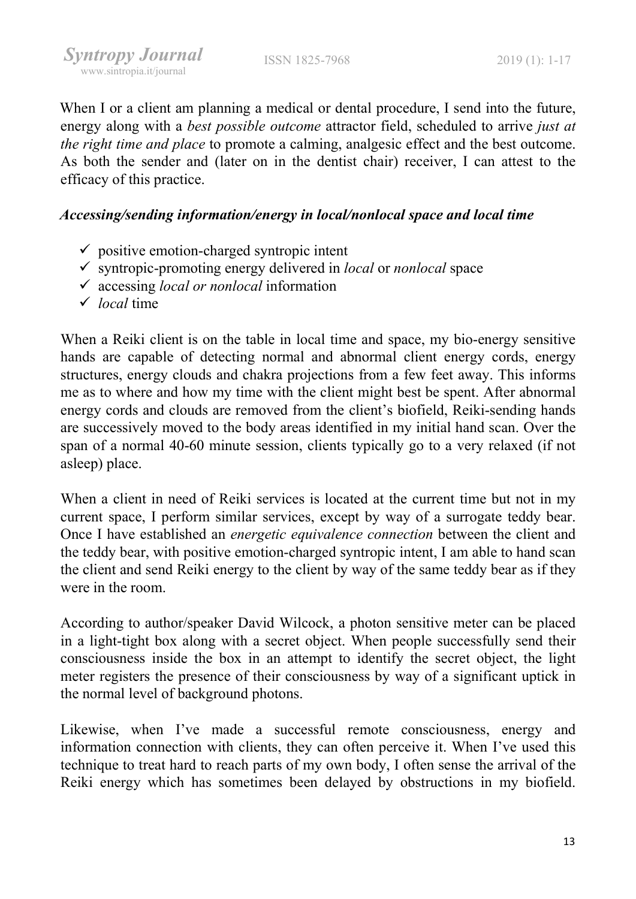When I or a client am planning a medical or dental procedure, I send into the future, energy along with a *best possible outcome* attractor field, scheduled to arrive *just at the right time and place* to promote a calming, analgesic effect and the best outcome. As both the sender and (later on in the dentist chair) receiver, I can attest to the efficacy of this practice.

***Accessing/sending information/energy in local/nonlocal space and local time***

- ✓ positive emotion-charged syntropic intent
- ✓ syntropic-promoting energy delivered in *local* or *nonlocal* space
- ✓ accessing *local or nonlocal* information
- ✓ *local* time

When a Reiki client is on the table in local time and space, my bio-energy sensitive hands are capable of detecting normal and abnormal client energy cords, energy structures, energy clouds and chakra projections from a few feet away. This informs me as to where and how my time with the client might best be spent. After abnormal energy cords and clouds are removed from the client's biofield, Reiki-sending hands are successively moved to the body areas identified in my initial hand scan. Over the span of a normal 40-60 minute session, clients typically go to a very relaxed (if not asleep) place.

When a client in need of Reiki services is located at the current time but not in my current space, I perform similar services, except by way of a surrogate teddy bear. Once I have established an *energetic equivalence connection* between the client and the teddy bear, with positive emotion-charged syntropic intent, I am able to hand scan the client and send Reiki energy to the client by way of the same teddy bear as if they were in the room.

According to author/speaker David Wilcock, a photon sensitive meter can be placed in a light-tight box along with a secret object. When people successfully send their consciousness inside the box in an attempt to identify the secret object, the light meter registers the presence of their consciousness by way of a significant uptick in the normal level of background photons.

Likewise, when I've made a successful remote consciousness, energy and information connection with clients, they can often perceive it. When I've used this technique to treat hard to reach parts of my own body, I often sense the arrival of the Reiki energy which has sometimes been delayed by obstructions in my biofield.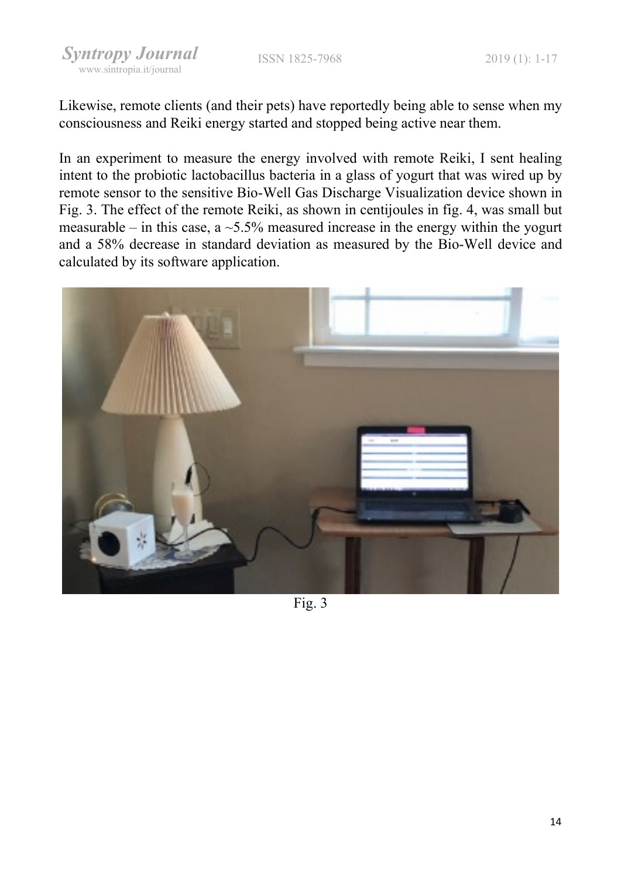Likewise, remote clients (and their pets) have reportedly being able to sense when my consciousness and Reiki energy started and stopped being active near them.

In an experiment to measure the energy involved with remote Reiki, I sent healing intent to the probiotic lactobacillus bacteria in a glass of yogurt that was wired up by remote sensor to the sensitive Bio-Well Gas Discharge Visualization device shown in Fig. 3. The effect of the remote Reiki, as shown in centijoules in fig. 4, was small but measurable – in this case, a ~5.5% measured increase in the energy within the yogurt and a 58% decrease in standard deviation as measured by the Bio-Well device and calculated by its software application.

Fig. 3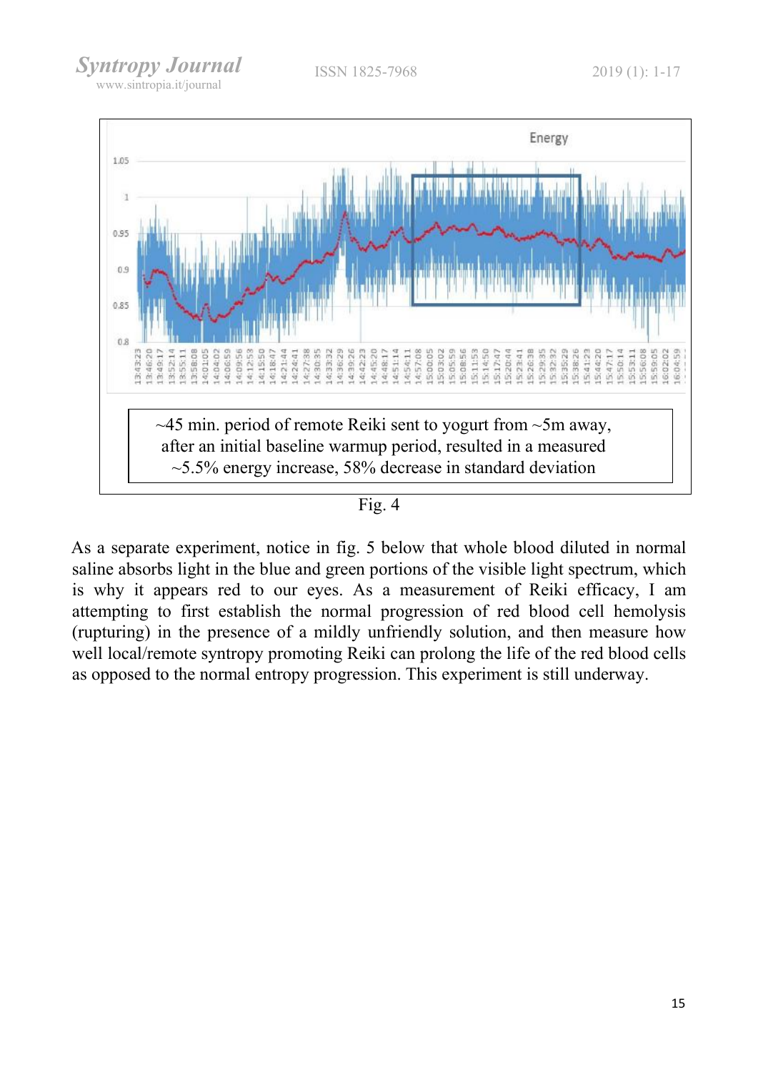~45 min. period of remote Reiki sent to yogurt from ~5m away, after an initial baseline warmup period, resulted in a measured ~5.5% energy increase, 58% decrease in standard deviation

Fig. 4

As a separate experiment, notice in fig. 5 below that whole blood diluted in normal saline absorbs light in the blue and green portions of the visible light spectrum, which is why it appears red to our eyes. As a measurement of Reiki efficacy, I am attempting to first establish the normal progression of red blood cell hemolysis (rupturing) in the presence of a mildly unfriendly solution, and then measure how well local/remote syntropy promoting Reiki can prolong the life of the red blood cells as opposed to the normal entropy progression. This experiment is still underway.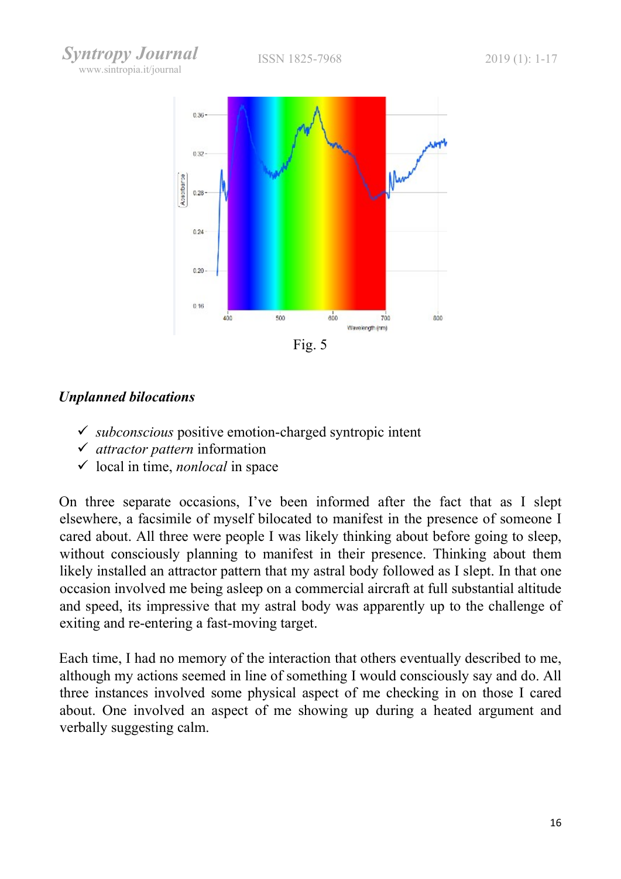Fig. 5

### *Unplanned bilocations*

- ✓ *subconscious* positive emotion-charged syntropic intent
- ✓ *attractor pattern* information
- ✓ local in time, *nonlocal* in space

On three separate occasions, I've been informed after the fact that as I slept elsewhere, a facsimile of myself bilocated to manifest in the presence of someone I cared about. All three were people I was likely thinking about before going to sleep, without consciously planning to manifest in their presence. Thinking about them likely installed an attractor pattern that my astral body followed as I slept. In that one occasion involved me being asleep on a commercial aircraft at full substantial altitude and speed, its impressive that my astral body was apparently up to the challenge of exiting and re-entering a fast-moving target.

Each time, I had no memory of the interaction that others eventually described to me, although my actions seemed in line of something I would consciously say and do. All three instances involved some physical aspect of me checking in on those I cared about. One involved an aspect of me showing up during a heated argument and verbally suggesting calm.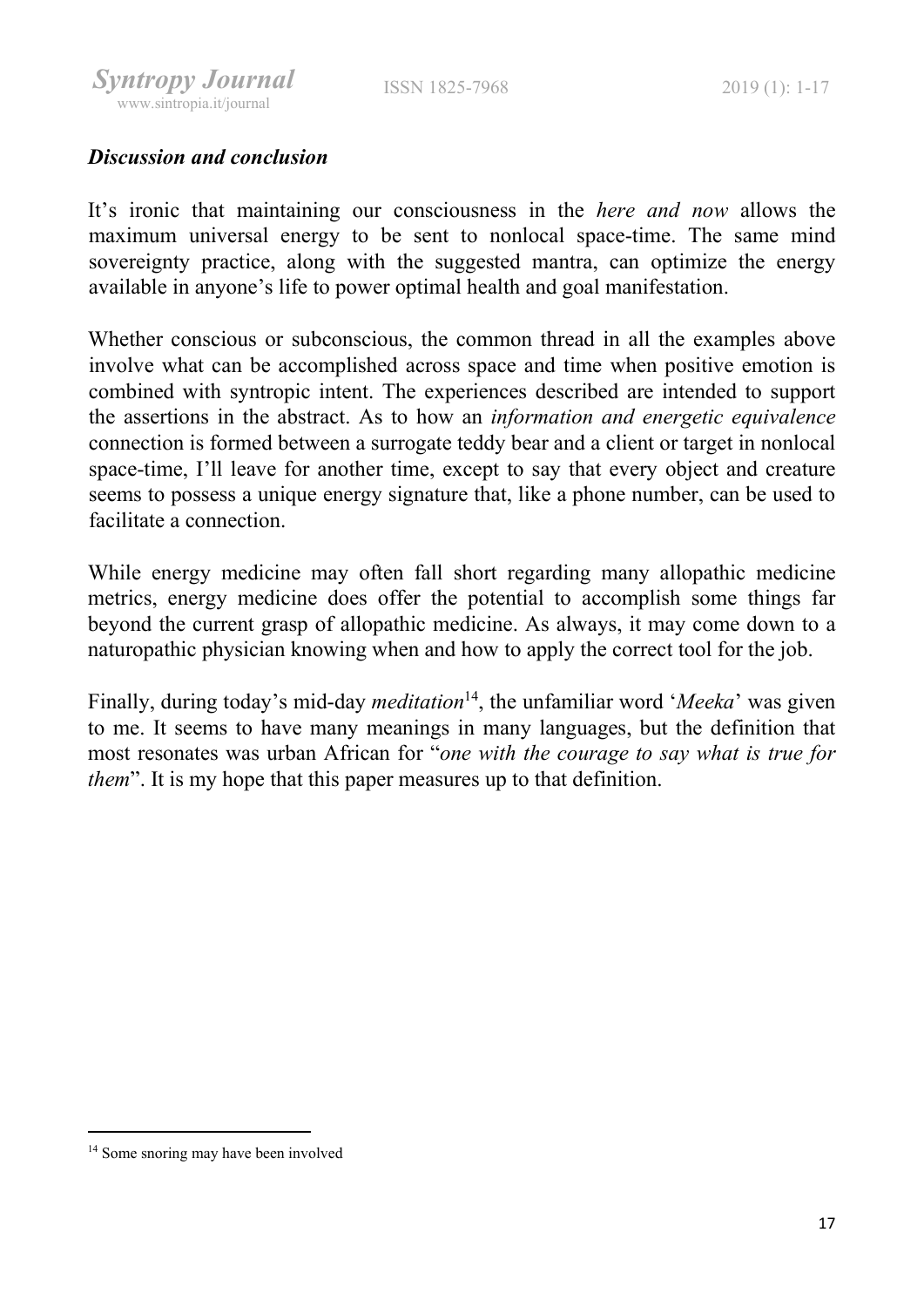### *Discussion and conclusion*

It's ironic that maintaining our consciousness in the *here and now* allows the maximum universal energy to be sent to nonlocal space-time. The same mind sovereignty practice, along with the suggested mantra, can optimize the energy available in anyone's life to power optimal health and goal manifestation.

Whether conscious or subconscious, the common thread in all the examples above involve what can be accomplished across space and time when positive emotion is combined with syntropic intent. The experiences described are intended to support the assertions in the abstract. As to how an *information and energetic equivalence* connection is formed between a surrogate teddy bear and a client or target in nonlocal space-time, I'll leave for another time, except to say that every object and creature seems to possess a unique energy signature that, like a phone number, can be used to facilitate a connection.

While energy medicine may often fall short regarding many allopathic medicine metrics, energy medicine does offer the potential to accomplish some things far beyond the current grasp of allopathic medicine. As always, it may come down to a naturopathic physician knowing when and how to apply the correct tool for the job.

Finally, during today's mid-day *meditation*[14], the unfamiliar word '*Meeka*' was given to me. It seems to have many meanings in many languages, but the definition that most resonates was urban African for "*one with the courage to say what is true for them*". It is my hope that this paper measures up to that definition.

---

[14] Some snoring may have been involved